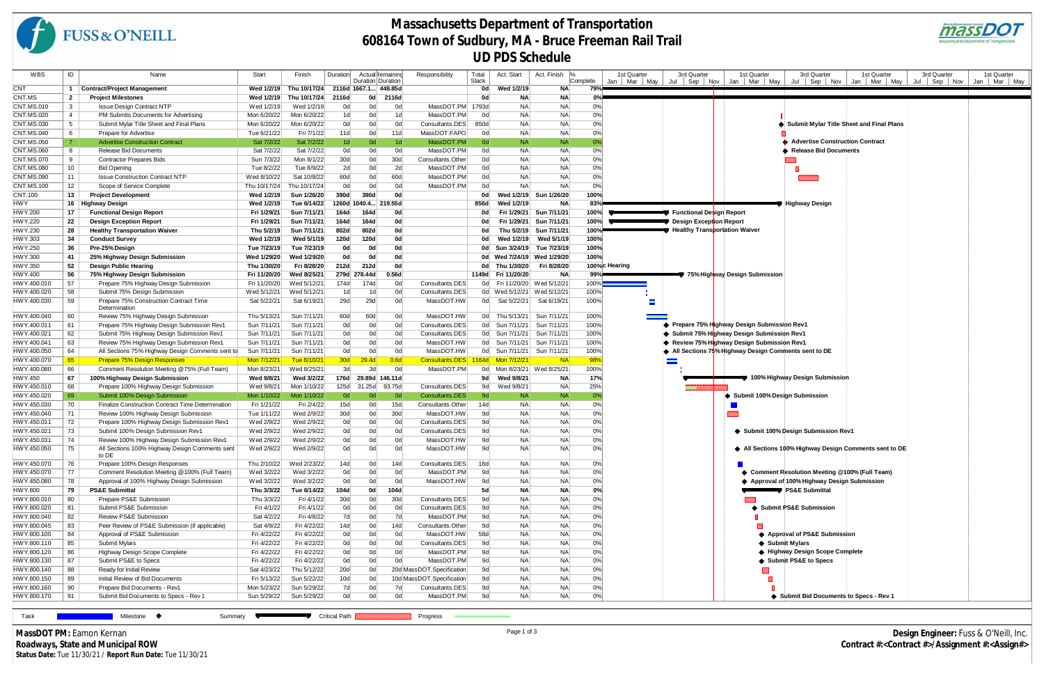# Massachusetts Department of Transportation
## 608164 Town of Sudbury, MA - Bruce Freeman Rail Trail
## UD PDS Schedule

| WBS | ID | Name | Start | Finish | Duration | Actual Duration | Remaining Duration | Responsibility | Total Slack | Act. Start | Act. Finish | % Complete |
|---|---|---|---|---|---|---|---|---|---|---|---|---|
| CNT | 1 | **Contract/Project Management** | **Wed 1/2/19** | **Thu 10/17/24** | **2116d** | **1667.1...** | **448.85d** | | **0d** | **Wed 1/2/19** | **NA** | **79%** |
| CNT.MS | 2 | **Project Milestones** | **Wed 1/2/19** | **Thu 10/17/24** | **2116d** | **0d** | **2116d** | | **0d** | **NA** | **NA** | **0%** |
| CNT.MS.010 | 3 | Issue Design Contract NTP | Wed 1/2/19 | Wed 1/2/19 | 0d | 0d | 0d | MassDOT.PM | 1793d | NA | NA | 0% |
| CNT.MS.020 | 4 | PM Submits Documents for Advertising | Mon 6/20/22 | Mon 6/20/22 | 1d | 0d | 1d | MassDOT.PM | 0d | NA | NA | 0% |
| CNT.MS.030 | 5 | Submit Mylar Title Sheet and Final Plans | Mon 6/20/22 | Mon 6/20/22 | 0d | 0d | 0d | Consultants.DES | 850d | NA | NA | 0% |
| CNT.MS.040 | 6 | Prepare for Advertise | Tue 6/21/22 | Fri 7/1/22 | 11d | 0d | 11d | MassDOT.FAPO | 0d | NA | NA | 0% |
| CNT.MS.050 | 7 | Advertise Construction Contract | Sat 7/2/22 | Sat 7/2/22 | 1d | 0d | 1d | MassDOT.PM | 0d | NA | NA | 0% |
| CNT.MS.060 | 8 | Release Bid Documents | Sat 7/2/22 | Sat 7/2/22 | 0d | 0d | 0d | MassDOT.PM | 0d | NA | NA | 0% |
| CNT.MS.070 | 9 | Contractor Prepares Bids | Sun 7/3/22 | Mon 8/1/22 | 30d | 0d | 30d | Consultants.Other | 0d | NA | NA | 0% |
| CNT.MS.080 | 10 | Bid Opening | Tue 8/2/22 | Tue 8/9/22 | 2d | 0d | 2d | MassDOT.PM | 0d | NA | NA | 0% |
| CNT.MS.090 | 11 | Issue Construction Contract NTP | Wed 8/10/22 | Sat 10/8/22 | 60d | 0d | 60d | MassDOT.PM | 0d | NA | NA | 0% |
| CNT.MS.100 | 12 | Scope of Service Complete | Thu 10/17/24 | Thu 10/17/24 | 0d | 0d | 0d | MassDOT.PM | 0d | NA | NA | 0% |
| CNT.100 | 13 | **Project Development** | **Wed 1/2/19** | **Sun 1/26/20** | **390d** | **390d** | **0d** | | **0d** | **Wed 1/2/19** | **Sun 1/26/20** | **100%** |
| HWY | 16 | **Highway Design** | **Wed 1/2/19** | **Tue 6/14/22** | **1260d** | **1040.4...** | **219.55d** | | **856d** | **Wed 1/2/19** | **NA** | **83%** |
| HWY.200 | 17 | **Functional Design Report** | **Fri 1/29/21** | **Sun 7/11/21** | **164d** | **164d** | **0d** | | **0d** | **Fri 1/29/21** | **Sun 7/11/21** | **100%** |
| HWY.220 | 22 | **Design Exception Report** | **Fri 1/29/21** | **Sun 7/11/21** | **164d** | **164d** | **0d** | | **0d** | **Fri 1/29/21** | **Sun 7/11/21** | **100%** |
| HWY.230 | 28 | **Healthy Transportation Waiver** | **Thu 5/2/19** | **Sun 7/11/21** | **802d** | **802d** | **0d** | | **0d** | **Thu 5/2/19** | **Sun 7/11/21** | **100%** |
| HWY.303 | 34 | **Conduct Survey** | **Wed 1/2/19** | **Wed 5/1/19** | **120d** | **120d** | **0d** | | **0d** | **Wed 1/2/19** | **Wed 5/1/19** | **100%** |
| HWY.250 | 36 | **Pre-25% Design** | **Tue 7/23/19** | **Tue 7/23/19** | **0d** | **0d** | **0d** | | **0d** | **Sun 3/24/19** | **Tue 7/23/19** | **100%** |
| HWY.300 | 41 | **25% Highway Design Submission** | **Wed 1/29/20** | **Wed 1/29/20** | **0d** | **0d** | **0d** | | **0d** | **Wed 7/24/19** | **Wed 1/29/20** | **100%** |
| HWY.350 | 52 | **Design Public Hearing** | **Thu 1/30/20** | **Fri 8/28/20** | **212d** | **212d** | **0d** | | **0d** | **Thu 1/30/20** | **Fri 8/28/20** | **100%** |
| HWY.400 | 56 | **75% Highway Design Submission** | **Fri 11/20/20** | **Wed 8/25/21** | **279d** | **278.44d** | **0.56d** | | **1149d** | **Fri 11/20/20** | **NA** | **99%** |
| HWY.400.010 | 57 | Prepare 75% Highway Design Submission | Fri 11/20/20 | Wed 5/12/21 | 174d | 174d | 0d | Consultants.DES | 0d | Fri 11/20/20 | Wed 5/12/21 | 100% |
| HWY.400.020 | 58 | Submit 75% Design Submission | Wed 5/12/21 | Wed 5/12/21 | 1d | 1d | 0d | Consultants.DES | 0d | Wed 5/12/21 | Wed 5/12/21 | 100% |
| HWY.400.030 | 59 | Prepare 75% Construction Contract Time Determination | Sat 5/22/21 | Sat 6/19/21 | 29d | 29d | 0d | MassDOT.HW | 0d | Sat 5/22/21 | Sat 6/19/21 | 100% |
| HWY.400.040 | 60 | Review 75% Highway Design Submission | Thu 5/13/21 | Sun 7/11/21 | 60d | 60d | 0d | MassDOT.HW | 0d | Thu 5/13/21 | Sun 7/11/21 | 100% |
| HWY.400.011 | 61 | Prepare 75% Highway Design Submission Rev1 | Sun 7/11/21 | Sun 7/11/21 | 0d | 0d | 0d | Consultants.DES | 0d | Sun 7/11/21 | Sun 7/11/21 | 100% |
| HWY.400.021 | 62 | Submit 75% Highway Design Submission Rev1 | Sun 7/11/21 | Sun 7/11/21 | 0d | 0d | 0d | Consultants.DES | 0d | Sun 7/11/21 | Sun 7/11/21 | 100% |
| HWY.400.041 | 63 | Review 75% Highway Design Submission Rev1 | Sun 7/11/21 | Sun 7/11/21 | 0d | 0d | 0d | MassDOT.HW | 0d | Sun 7/11/21 | Sun 7/11/21 | 100% |
| HWY.400.050 | 64 | All Sections 75% Highway Design Comments sent to | Sun 7/11/21 | Sun 7/11/21 | 0d | 0d | 0d | MassDOT.HW | 0d | Sun 7/11/21 | Sun 7/11/21 | 100% |
| HWY.400.070 | 65 | Prepare 75% Design Responses | Mon 7/12/21 | Tue 8/10/21 | 30d | 29.4d | 0.6d | Consultants.DES | 1164d | Mon 7/12/21 | NA | 98% |
| HWY.400.080 | 66 | Comment Resolution Meeting @75% (Full Team) | Mon 8/23/21 | Wed 8/25/21 | 3d | 3d | 0d | MassDOT.PM | 0d | Mon 8/23/21 | Wed 8/25/21 | 100% |
| HWY.450 | 67 | **100% Highway Design Submission** | **Wed 9/8/21** | **Wed 3/2/22** | **176d** | **29.89d** | **146.11d** | | **9d** | **Wed 9/8/21** | **NA** | **17%** |
| HWY.450.010 | 68 | Prepare 100% Highway Design Submission | Wed 9/8/21 | Mon 1/10/22 | 125d | 31.25d | 93.75d | Consultants.DES | 9d | Wed 9/8/21 | NA | 25% |
| HWY.450.020 | 69 | Submit 100% Design Submission | Mon 1/10/22 | Mon 1/10/22 | 0d | 0d | 0d | Consultants.DES | 9d | NA | NA | 0% |
| HWY.450.030 | 70 | Finalize Construction Contract Time Determination | Fri 1/21/22 | Fri 2/4/22 | 15d | 0d | 15d | Consultants.Other | 14d | NA | NA | 0% |
| HWY.450.040 | 71 | Review 100% Highway Design Submission | Tue 1/11/22 | Wed 2/9/22 | 30d | 0d | 30d | MassDOT.HW | 9d | NA | NA | 0% |
| HWY.450.011 | 72 | Prepare 100% Highway Design Submission Rev1 | Wed 2/9/22 | Wed 2/9/22 | 0d | 0d | 0d | Consultants.DES | 9d | NA | NA | 0% |
| HWY.450.021 | 73 | Submit 100% Design Submission Rev1 | Wed 2/9/22 | Wed 2/9/22 | 0d | 0d | 0d | Consultants.DES | 9d | NA | NA | 0% |
| HWY.450.031 | 74 | Review 100% Highway Design Submission Rev1 | Wed 2/9/22 | Wed 2/9/22 | 0d | 0d | 0d | MassDOT.HW | 9d | NA | NA | 0% |
| HWY.450.050 | 75 | All Sections 100% Highway Design Comments sent to DE | Wed 2/9/22 | Wed 2/9/22 | 0d | 0d | 0d | MassDOT.HW | 9d | NA | NA | 0% |
| HWY.450.070 | 76 | Prepare 100% Design Responses | Thu 2/10/22 | Wed 2/23/22 | 14d | 0d | 14d | Consultants.DES | 16d | NA | NA | 0% |
| HWY.450.070 | 77 | Comment Resolution Meeting @100% (Full Team) | Wed 3/2/22 | Wed 3/2/22 | 0d | 0d | 0d | MassDOT.PM | 9d | NA | NA | 0% |
| HWY.450.080 | 78 | Approval of 100% Highway Design Submission | Wed 3/2/22 | Wed 3/2/22 | 0d | 0d | 0d | MassDOT.HW | 9d | NA | NA | 0% |
| HWY.800 | 79 | **PS&E Submittal** | **Thu 3/3/22** | **Tue 6/14/22** | **104d** | **0d** | **104d** | | **5d** | **NA** | **NA** | **0%** |
| HWY.800.010 | 80 | Prepare PS&E Submission | Thu 3/3/22 | Fri 4/1/22 | 30d | 0d | 30d | Consultants.DES | 9d | NA | NA | 0% |
| HWY.800.020 | 81 | Submit PS&E Submission | Fri 4/1/22 | Fri 4/1/22 | 0d | 0d | 0d | Consultants.DES | 9d | NA | NA | 0% |
| HWY.800.040 | 82 | Review PS&E Submission | Sat 4/2/22 | Fri 4/8/22 | 7d | 0d | 7d | MassDOT.PM | 9d | NA | NA | 0% |
| HWY.800.045 | 83 | Peer Review of PS&E Submission (if applicable) | Sat 4/9/22 | Fri 4/22/22 | 14d | 0d | 14d | Consultants.Other | 9d | NA | NA | 0% |
| HWY.800.100 | 84 | Approval of PS&E Submission | Fri 4/22/22 | Fri 4/22/22 | 0d | 0d | 0d | MassDOT.HW | 58d | NA | NA | 0% |
| HWY.800.110 | 85 | Submit Mylars | Fri 4/22/22 | Fri 4/22/22 | 0d | 0d | 0d | Consultants.DES | 9d | NA | NA | 0% |
| HWY.800.120 | 86 | Highway Design Scope Complete | Fri 4/22/22 | Fri 4/22/22 | 0d | 0d | 0d | MassDOT.PM | 9d | NA | NA | 0% |
| HWY.800.130 | 87 | Submit PS&E to Specs | Fri 4/22/22 | Fri 4/22/22 | 0d | 0d | 0d | MassDOT.PM | 9d | NA | NA | 0% |
| HWY.800.140 | 88 | Ready for Initial Review | Sat 4/23/22 | Thu 5/12/22 | 20d | 0d | 20d | MassDOT.Specification | 9d | NA | NA | 0% |
| HWY.800.150 | 89 | Initial Review of Bid Documents | Fri 5/13/22 | Sun 5/22/22 | 10d | 0d | 10d | MassDOT.Specification | 9d | NA | NA | 0% |
| HWY.800.160 | 90 | Prepare Bid Documents - Rev1 | Mon 5/23/22 | Sun 5/29/22 | 7d | 0d | 7d | Consultants.DES | 9d | NA | NA | 0% |
| HWY.800.170 | 91 | Submit Bid Documents to Specs - Rev 1 | Sun 5/29/22 | Sun 5/29/22 | 0d | 0d | 0d | MassDOT.PM | 9d | NA | NA | 0% |

Legend: Task | Milestone ◆ | Summary | Critical Path | Progress

**MassDOT PM:** Eamon Kernan
**Roadways, State and Municipal ROW**
**Status Date:** Tue 11/30/21 / **Report Run Date:** Tue 11/30/21

**Design Engineer:** Fuss & O'Neill, Inc.
**Contract #:<Contract #>/ Assignment #:<Assign#>**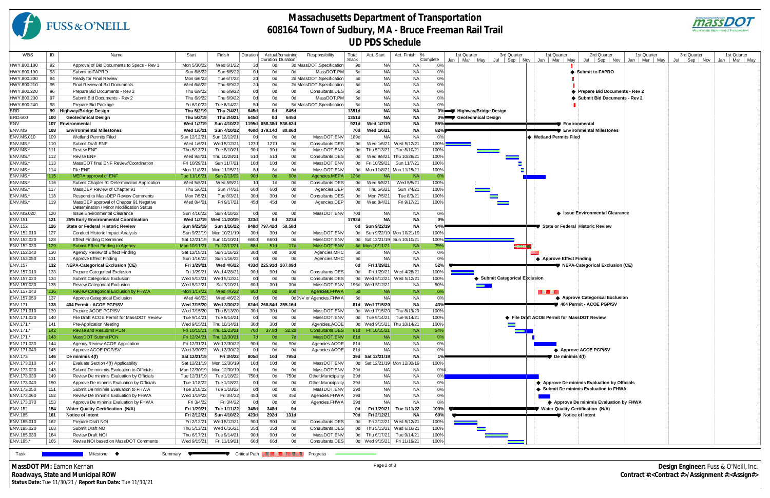# Massachusetts Department of Transportation
## 608164 Town of Sudbury, MA - Bruce Freeman Rail Trail
## UD PDS Schedule

| WBS | ID | Name | Start | Finish | Duration | Actual Duration | Remaining Duration | Responsibility | Total Slack | Act. Start | Act. Finish | % Complete |
|---|---|---|---|---|---|---|---|---|---|---|---|---|
| HWY.800.180 | 92 | Approval of Bid Documents to Specs - Rev 1 | Mon 5/30/22 | Wed 6/1/22 | 3d | 0d | 3d | MassDOT.Specification | 9d | NA | NA | 0% |
| HWY.800.190 | 93 | Submit to FAPRO | Sun 6/5/22 | Sun 6/5/22 | 0d | 0d | 0d | MassDOT.PM | 5d | NA | NA | 0% |
| HWY.800.200 | 94 | Ready for Final Review | Mon 6/6/22 | Tue 6/7/22 | 2d | 0d | 2d | MassDOT.Specification | 5d | NA | NA | 0% |
| HWY.800.210 | 95 | Final Review of Bid Documents | Wed 6/8/22 | Thu 6/9/22 | 2d | 0d | 2d | MassDOT.Specification | 5d | NA | NA | 0% |
| HWY.800.220 | 96 | Prepare Bid Documents - Rev 2 | Thu 6/9/22 | Thu 6/9/22 | 0d | 0d | 0d | Consultants.DES | 5d | NA | NA | 0% |
| HWY.800.230 | 97 | Submit Bid Documents - Rev 2 | Thu 6/9/22 | Thu 6/9/22 | 0d | 0d | 0d | MassDOT.PM | 5d | NA | NA | 0% |
| HWY.800.240 | 98 | Prepare Bid Package | Fri 6/10/22 | Tue 6/14/22 | 5d | 0d | 5d | MassDOT.Specification | 5d | NA | NA | 0% |
| **BRD** | **99** | **Highway/Bridge Design** | **Thu 5/2/19** | **Thu 2/4/21** | **645d** | **0d** | **645d** | | **1351d** | **NA** | **NA** | **0%** |
| **BRD.600** | **100** | **Geotechnical Design** | **Thu 5/2/19** | **Thu 2/4/21** | **645d** | **0d** | **645d** | | **1351d** | **NA** | **NA** | **0%** |
| **ENV** | **107** | **Environmental** | **Wed 1/2/19** | **Sun 4/10/22** | **1195d** | **658.38d** | **536.62d** | | **921d** | **Wed 1/2/19** | **NA** | **55%** |
| **ENV.MS** | **108** | **Environmental Milestones** | **Wed 1/6/21** | **Sun 4/10/22** | **460d** | **379.14d** | **80.86d** | | **70d** | **Wed 1/6/21** | **NA** | **82%** |
| ENV.MS.010 | 109 | Wetland Permits Filed | Sun 12/12/21 | Sun 12/12/21 | 0d | 0d | 0d | MassDOT.ENV | 189d | NA | NA | 0% |
| ENV.MS.* | 110 | Submit Draft ENF | Wed 1/6/21 | Wed 5/12/21 | 127d | 127d | 0d | Consultants.DES | 0d | Wed 1/6/21 | Wed 5/12/21 | 100% |
| ENV.MS.* | 111 | Review ENF | Thu 5/13/21 | Tue 8/10/21 | 90d | 90d | 0d | MassDOT.ENV | 0d | Thu 5/13/21 | Tue 8/10/21 | 100% |
| ENV.MS.* | 112 | Revise ENF | Wed 9/8/21 | Thu 10/28/21 | 51d | 51d | 0d | Consultants.DES | 0d | Wed 9/8/21 | Thu 10/28/21 | 100% |
| ENV.MS.* | 113 | MassDOT final ENF Review/Coordination | Fri 10/29/21 | Sun 11/7/21 | 10d | 10d | 0d | MassDOT.ENV | 0d | Fri 10/29/21 | Sun 11/7/21 | 100% |
| ENV.MS.* | 114 | File ENF | Mon 11/8/21 | Mon 11/15/21 | 8d | 8d | 0d | MassDOT.ENV | 0d | Mon 11/8/21 | Mon 11/15/21 | 100% |
| ENV.MS.* | 115 | MEPA approval of ENF | Tue 11/16/21 | Sun 2/13/22 | 90d | 0d | 90d | Agencies.MEPA | 126d | NA | NA | 0% |
| ENV.MS.* | 116 | Submit Chapter 91 Determination Application | Wed 5/5/21 | Wed 5/5/21 | 1d | 1d | 0d | Consultants.DES | 0d | Wed 5/5/21 | Wed 5/5/21 | 100% |
| ENV.MS.* | 117 | MassDEP Review of Chapter 91 | Thu 5/6/21 | Sun 7/4/21 | 60d | 60d | 0d | Agencies.DEP | 0d | Thu 5/6/21 | Sun 7/4/21 | 100% |
| ENV.MS.* | 118 | Respond to MassDEP Review Comments | Mon 7/5/21 | Tue 8/3/21 | 30d | 30d | 0d | Consultants.DES | 0d | Mon 7/5/21 | Tue 8/3/21 | 100% |
| ENV.MS.* | 119 | MassDEP approval of Chapter 91 Negative Determination / Minor Modification Status | Wed 8/4/21 | Fri 9/17/21 | 45d | 45d | 0d | Agencies.DEP | 0d | Wed 8/4/21 | Fri 9/17/21 | 100% |
| ENV.MS.020 | 120 | Issue Environmental Clearance | Sun 4/10/22 | Sun 4/10/22 | 0d | 0d | 0d | MassDOT.ENV | 70d | NA | NA | 0% |
| **ENV.151** | **121** | **25% Early Environmental Coordination** | **Wed 1/2/19** | **Wed 11/20/19** | **323d** | **0d** | **323d** | | **1793d** | **NA** | **NA** | **0%** |
| **ENV.152** | **126** | **State or Federal Historic Review** | **Sun 9/22/19** | **Sun 1/16/22** | **848d** | **797.42d** | **50.58d** | | **6d** | **Sun 9/22/19** | **NA** | **94%** |
| ENV.152.010 | 127 | Conduct Historic Impact Analysis | Sun 9/22/19 | Mon 10/21/19 | 30d | 30d | 0d | MassDOT.ENV | 0d | Sun 9/22/19 | Mon 10/21/19 | 100% |
| ENV.152.020 | 128 | Effect Finding Determined | Sat 12/21/19 | Sun 10/10/21 | 660d | 660d | 0d | MassDOT.ENV | 0d | Sat 12/21/19 | Sun 10/10/21 | 100% |
| ENV.152.030 | 129 | Submit Effect Finding to Agency | Mon 10/11/21 | Fri 12/17/21 | 68d | 51d | 17d | MassDOT.ENV | 6d | Mon 10/11/21 | NA | 75% |
| ENV.152.040 | 130 | Agency Review of Effect Finding | Sat 12/18/21 | Sun 1/16/22 | 30d | 0d | 30d | Agencies.MHC | 6d | NA | NA | 0% |
| ENV.152.050 | 131 | Approve Effect Finding | Sun 1/16/22 | Sun 1/16/22 | 0d | 0d | 0d | Agencies.MHC | 6d | NA | NA | 0% |
| **ENV.157** | **132** | **NEPA-Categorical Exclusion (CE)** | **Fri 1/29/21** | **Wed 4/6/22** | **433d** | **225.91d** | **207.09d** | | **6d** | **Fri 1/29/21** | **NA** | **52%** |
| ENV.157.010 | 133 | Prepare Categorical Exclusion | Fri 1/29/21 | Wed 4/28/21 | 90d | 90d | 0d | Consultants.DES | 0d | Fri 1/29/21 | Wed 4/28/21 | 100% |
| ENV.157.020 | 134 | Submit Categorical Exclusion | Wed 5/12/21 | Wed 5/12/21 | 0d | 0d | 0d | Consultants.DES | 0d | Wed 5/12/21 | Wed 5/12/21 | 100% |
| ENV.157.030 | 135 | Review Categorical Exclusion | Wed 5/12/21 | Sat 7/10/21 | 60d | 30d | 30d | MassDOT.ENV | 196d | Wed 5/12/21 | NA | 50% |
| ENV.157.040 | 136 | Review Categorical Exclusion by FHWA | Mon 1/17/22 | Wed 4/6/22 | 80d | 0d | 80d | Agencies.FHWA | 6d | NA | NA | 0% |
| ENV.157.050 | 137 | Approve Categorical Exclusion | Wed 4/6/22 | Wed 4/6/22 | 0d | 0d | 0d | ENV or Agencies.FHWA | 6d | NA | NA | 0% |
| **ENV.171** | **138** | **404 Permit - ACOE PGP/SV** | **Wed 7/15/20** | **Wed 3/30/22** | **624d** | **268.84d** | **355.16d** | | **81d** | **Wed 7/15/20** | **NA** | **43%** |
| ENV.171.010 | 139 | Prepare ACOE PGP/SV | Wed 7/15/20 | Thu 8/13/20 | 30d | 30d | 0d | MassDOT.ENV | 0d | Wed 7/15/20 | Thu 8/13/20 | 100% |
| ENV.171.020 | 140 | File Draft ACOE Permit for MassDOT Review | Tue 9/14/21 | Tue 9/14/21 | 0d | 0d | 0d | MassDOT.ENV | 0d | Tue 9/14/21 | Tue 9/14/21 | 100% |
| ENV.171.* | 141 | Pre-Application Meeting | Wed 9/15/21 | Thu 10/14/21 | 30d | 30d | 0d | Agencies.ACOE | 0d | Wed 9/15/21 | Thu 10/14/21 | 100% |
| ENV.171.* | 142 | Revise and Resubmit PCN | Fri 10/15/21 | Thu 12/23/21 | 70d | 37.8d | 32.2d | Consultants.DES | 81d | Fri 10/15/21 | NA | 54% |
| ENV.171.* | 143 | MassDOT Submit PCN | Fri 12/24/21 | Thu 12/30/21 | 7d | 0d | 7d | MassDOT.ENV | 81d | NA | NA | 0% |
| ENV.171.030 | 144 | Agency Review ACOE Application | Fri 12/31/21 | Wed 3/30/22 | 90d | 0d | 90d | Agencies.ACOE | 81d | NA | NA | 0% |
| ENV.171.040 | 145 | Approve ACOE PGP/SV | Wed 3/30/22 | Wed 3/30/22 | 0d | 0d | 0d | Agencies.ACOE | 81d | NA | NA | 0% |
| **ENV.173** | **146** | **De minimis 4(f)** | **Sat 12/21/19** | **Fri 3/4/22** | **805d** | **10d** | **795d** | | **39d** | **Sat 12/21/19** | **NA** | **1%** |
| ENV.173.010 | 147 | Evaluate Section 4(f) Applicability | Sat 12/21/19 | Mon 12/30/19 | 10d | 10d | 0d | MassDOT.ENV | 0d | Sat 12/21/19 | Mon 12/30/19 | 100% |
| ENV.173.020 | 148 | Submit De minimis Evaluation to Officials | Mon 12/30/19 | Mon 12/30/19 | 0d | 0d | 0d | MassDOT.ENV | 39d | NA | NA | 0% |
| ENV.173.030 | 149 | Review De minimis Evaluation by Officials | Tue 12/31/19 | Tue 1/18/22 | 750d | 0d | 750d | Other.Municipality | 39d | NA | NA | 0% |
| ENV.173.040 | 150 | Approve De minimis Evaluation by Officials | Tue 1/18/22 | Tue 1/18/22 | 0d | 0d | 0d | Other.Municipality | 39d | NA | NA | 0% |
| ENV.173.050 | 151 | Submit De minimis Evaluation to FHWA | Tue 1/18/22 | Tue 1/18/22 | 0d | 0d | 0d | MassDOT.ENV | 39d | NA | NA | 0% |
| ENV.173.060 | 152 | Review De minimis Evaluation by FHWA | Wed 1/19/22 | Fri 3/4/22 | 45d | 0d | 45d | Agencies.FHWA | 39d | NA | NA | 0% |
| ENV.173.070 | 153 | Approve De minimis Evaluation by FHWA | Fri 3/4/22 | Fri 3/4/22 | 0d | 0d | 0d | Agencies.FHWA | 39d | NA | NA | 0% |
| **ENV.182** | **154** | **Water Quality Certification (N/A)** | **Fri 1/29/21** | **Tue 1/11/22** | **348d** | **348d** | **0d** | | **0d** | **Fri 1/29/21** | **Tue 1/11/22** | **100%** |
| **ENV.185** | **161** | **Notice of Intent** | **Fri 2/12/21** | **Sun 4/10/22** | **423d** | **292d** | **131d** | | **70d** | **Fri 2/12/21** | **NA** | **69%** |
| ENV.185.010 | 162 | Prepare Draft NOI | Fri 2/12/21 | Wed 5/12/21 | 90d | 90d | 0d | Consultants.DES | 0d | Fri 2/12/21 | Wed 5/12/21 | 100% |
| ENV.185.020 | 163 | Submit Draft NOI | Thu 5/13/21 | Wed 6/16/21 | 35d | 35d | 0d | Consultants.DES | 0d | Thu 5/13/21 | Wed 6/16/21 | 100% |
| ENV.185.030 | 164 | Review Draft NOI | Thu 6/17/21 | Tue 9/14/21 | 90d | 90d | 0d | MassDOT.ENV | 0d | Thu 6/17/21 | Tue 9/14/21 | 100% |
| ENV.185.* | 165 | Revise NOI based on MassDOT Comments | Wed 9/15/21 | Fri 11/19/21 | 66d | 66d | 0d | Consultants.DES | 0d | Wed 9/15/21 | Fri 11/19/21 | 100% |

Legend: Task | Milestone ◆ | Summary | Critical Path | Progress

**MassDOT PM:** Eamon Kernan
**Roadways, State and Municipal ROW**
**Status Date:** Tue 11/30/21 / **Report Run Date:** Tue 11/30/21

**Design Engineer:** Fuss & O'Neill, Inc.
**Contract #:<Contract #>/ Assignment #:<Assign#>**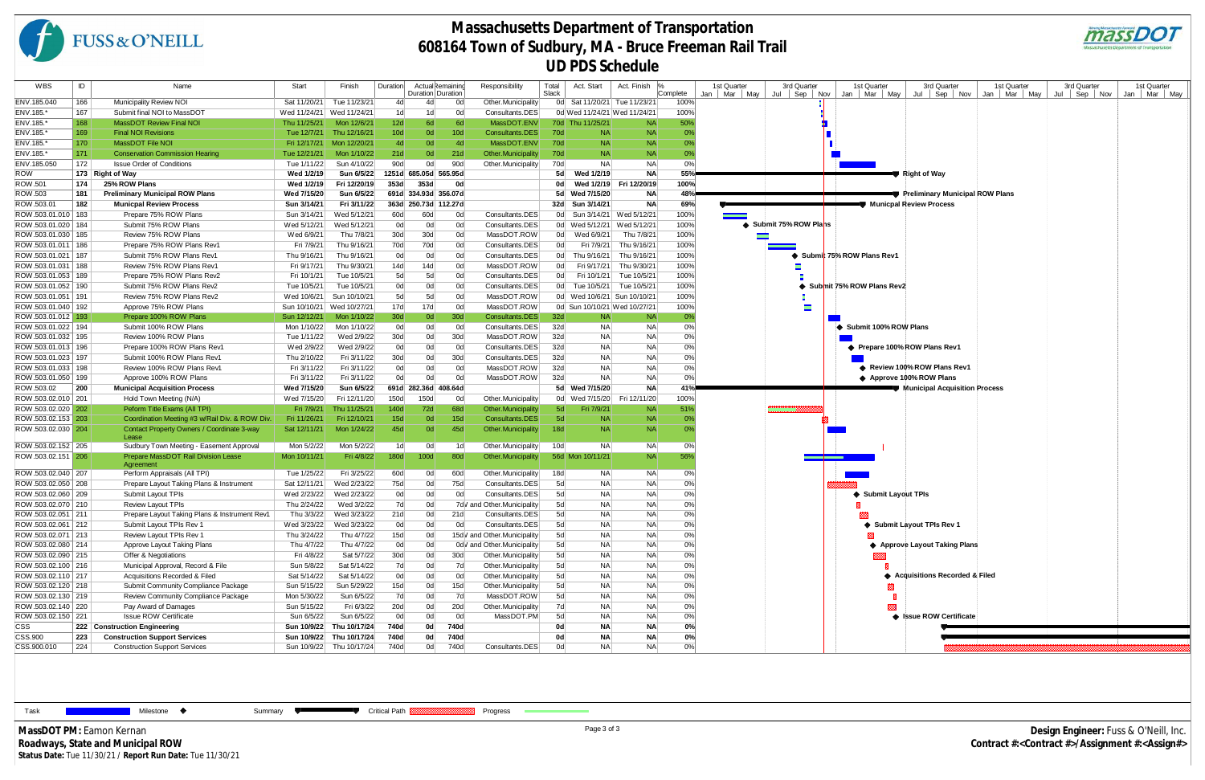# Massachusetts Department of Transportation
## 608164 Town of Sudbury, MA - Bruce Freeman Rail Trail
### UD PDS Schedule

| WBS | ID | Name | Start | Finish | Duration | Actual Duration | Remaining Duration | Responsibility | Total Slack | Act. Start | Act. Finish | % Complete |
|---|---|---|---|---|---|---|---|---|---|---|---|---|
| ENV.185.040 | 166 | Municipality Review NOI | Sat 11/20/21 | Tue 11/23/21 | 4d | 4d | 0d | Other.Municipality | 0d | Sat 11/20/21 | Tue 11/23/21 | 100% |
| ENV.185.* | 167 | Submit final NOI to MassDOT | Wed 11/24/21 | Wed 11/24/21 | 1d | 1d | 0d | Consultants.DES | 0d | Wed 11/24/21 | Wed 11/24/21 | 100% |
| ENV.185.* | 168 | MassDOT Review Final NOI | Thu 11/25/21 | Mon 12/6/21 | 12d | 6d | 6d | MassDOT.ENV | 70d | Thu 11/25/21 | NA | 50% |
| ENV.185.* | 169 | Final NOI Revisions | Tue 12/7/21 | Thu 12/16/21 | 10d | 0d | 10d | Consultants.DES | 70d | NA | NA | 0% |
| ENV.185.* | 170 | MassDOT File NOI | Fri 12/17/21 | Mon 12/20/21 | 4d | 0d | 4d | MassDOT.ENV | 70d | NA | NA | 0% |
| ENV.185.* | 171 | Conservation Commission Hearing | Tue 12/21/21 | Mon 1/10/22 | 21d | 0d | 21d | Other.Municipality | 70d | NA | NA | 0% |
| ENV.185.050 | 172 | Issue Order of Conditions | Tue 1/11/22 | Sun 4/10/22 | 90d | 0d | 90d | Other.Municipality | 70d | NA | NA | 0% |
| **ROW** | **173** | **Right of Way** | **Wed 1/2/19** | **Sun 6/5/22** | **1251d** | **685.05d** | **565.95d** | | **5d** | **Wed 1/2/19** | **NA** | **55%** |
| **ROW.501** | **174** | **25% ROW Plans** | **Wed 1/2/19** | **Fri 12/20/19** | **353d** | **353d** | **0d** | | **0d** | **Wed 1/2/19** | **Fri 12/20/19** | **100%** |
| **ROW.503** | **181** | **Preliminary Municipal ROW Plans** | **Wed 7/15/20** | **Sun 6/5/22** | **691d** | **334.93d** | **356.07d** | | **5d** | **Wed 7/15/20** | **NA** | **48%** |
| **ROW.503.01** | **182** | **Municpal Review Process** | **Sun 3/14/21** | **Fri 3/11/22** | **363d** | **250.73d** | **112.27d** | | **32d** | **Sun 3/14/21** | **NA** | **69%** |
| ROW.503.01.010 | 183 | Prepare 75% ROW Plans | Sun 3/14/21 | Wed 5/12/21 | 60d | 60d | 0d | Consultants.DES | 0d | Sun 3/14/21 | Wed 5/12/21 | 100% |
| ROW.503.01.020 | 184 | Submit 75% ROW Plans | Wed 5/12/21 | Wed 5/12/21 | 0d | 0d | 0d | Consultants.DES | 0d | Wed 5/12/21 | Wed 5/12/21 | 100% |
| ROW.503.01.030 | 185 | Review 75% ROW Plans | Wed 6/9/21 | Thu 7/8/21 | 30d | 30d | 0d | MassDOT.ROW | 0d | Wed 6/9/21 | Thu 7/8/21 | 100% |
| ROW.503.01.011 | 186 | Prepare 75% ROW Plans Rev1 | Fri 7/9/21 | Thu 9/16/21 | 70d | 70d | 0d | Consultants.DES | 0d | Fri 7/9/21 | Thu 9/16/21 | 100% |
| ROW.503.01.021 | 187 | Submit 75% ROW Plans Rev1 | Thu 9/16/21 | Thu 9/16/21 | 0d | 0d | 0d | Consultants.DES | 0d | Thu 9/16/21 | Thu 9/16/21 | 100% |
| ROW.503.01.031 | 188 | Review 75% ROW Plans Rev1 | Fri 9/17/21 | Thu 9/30/21 | 14d | 14d | 0d | MassDOT.ROW | 0d | Fri 9/17/21 | Thu 9/30/21 | 100% |
| ROW.503.01.053 | 189 | Prepare 75% ROW Plans Rev2 | Fri 10/1/21 | Tue 10/5/21 | 5d | 5d | 0d | Consultants.DES | 0d | Fri 10/1/21 | Tue 10/5/21 | 100% |
| ROW.503.01.052 | 190 | Submit 75% ROW Plans Rev2 | Tue 10/5/21 | Tue 10/5/21 | 0d | 0d | 0d | Consultants.DES | 0d | Tue 10/5/21 | Tue 10/5/21 | 100% |
| ROW.503.01.051 | 191 | Review 75% ROW Plans Rev2 | Wed 10/6/21 | Sun 10/10/21 | 5d | 5d | 0d | MassDOT.ROW | 0d | Wed 10/6/21 | Sun 10/10/21 | 100% |
| ROW.503.01.040 | 192 | Approve 75% ROW Plans | Sun 10/10/21 | Wed 10/27/21 | 17d | 17d | 0d | MassDOT.ROW | 0d | Sun 10/10/21 | Wed 10/27/21 | 100% |
| ROW.503.01.012 | 193 | Prepare 100% ROW Plans | Sun 12/12/21 | Mon 1/10/22 | 30d | 0d | 30d | Consultants.DES | 32d | NA | NA | 0% |
| ROW.503.01.022 | 194 | Submit 100% ROW Plans | Mon 1/10/22 | Mon 1/10/22 | 0d | 0d | 0d | Consultants.DES | 32d | NA | NA | 0% |
| ROW.503.01.032 | 195 | Review 100% ROW Plans | Tue 1/11/22 | Wed 2/9/22 | 30d | 0d | 30d | MassDOT.ROW | 32d | NA | NA | 0% |
| ROW.503.01.013 | 196 | Prepare 100% ROW Plans Rev1 | Wed 2/9/22 | Wed 2/9/22 | 0d | 0d | 0d | Consultants.DES | 32d | NA | NA | 0% |
| ROW.503.01.023 | 197 | Submit 100% ROW Plans Rev1 | Thu 2/10/22 | Fri 3/11/22 | 30d | 0d | 30d | Consultants.DES | 32d | NA | NA | 0% |
| ROW.503.01.033 | 198 | Review 100% ROW Plans Rev1 | Fri 3/11/22 | Fri 3/11/22 | 0d | 0d | 0d | MassDOT.ROW | 32d | NA | NA | 0% |
| ROW.503.01.050 | 199 | Approve 100% ROW Plans | Fri 3/11/22 | Fri 3/11/22 | 0d | 0d | 0d | MassDOT.ROW | 32d | NA | NA | 0% |
| **ROW.503.02** | **200** | **Municipal Acquisition Process** | **Wed 7/15/20** | **Sun 6/5/22** | **691d** | **282.36d** | **408.64d** | | **5d** | **Wed 7/15/20** | **NA** | **41%** |
| ROW.503.02.010 | 201 | Hold Town Meeting (N/A) | Wed 7/15/20 | Fri 12/11/20 | 150d | 150d | 0d | Other.Municipality | 0d | Wed 7/15/20 | Fri 12/11/20 | 100% |
| ROW.503.02.020 | 202 | Peform Title Exams (All TPI) | Fri 7/9/21 | Thu 11/25/21 | 140d | 72d | 68d | Other.Municipality | 5d | Fri 7/9/21 | NA | 51% |
| ROW.503.02.153 | 203 | Coordination Meeting #3 w/Rail Div. & ROW Div. | Fri 11/26/21 | Fri 12/10/21 | 15d | 0d | 15d | Consultants.DES | 5d | NA | NA | 0% |
| ROW.503.02.030 | 204 | Contact Property Owners / Coordinate 3-way Lease | Sat 12/11/21 | Mon 1/24/22 | 45d | 0d | 45d | Other.Municipality | 18d | NA | NA | 0% |
| ROW.503.02.152 | 205 | Sudbury Town Meeting - Easement Approval | Mon 5/2/22 | Mon 5/2/22 | 1d | 0d | 1d | Other.Municipality | 10d | NA | NA | 0% |
| ROW.503.02.151 | 206 | Prepare MassDOT Rail Division Lease Agreement | Mon 10/11/21 | Fri 4/8/22 | 180d | 100d | 80d | Other.Municipality | 56d | Mon 10/11/21 | NA | 56% |
| ROW.503.02.040 | 207 | Perform Appraisals (All TPI) | Tue 1/25/22 | Fri 3/25/22 | 60d | 0d | 60d | Other.Municipality | 18d | NA | NA | 0% |
| ROW.503.02.050 | 208 | Prepare Layout Taking Plans & Instrument | Sat 12/11/21 | Wed 2/23/22 | 75d | 0d | 75d | Consultants.DES | 5d | NA | NA | 0% |
| ROW.503.02.060 | 209 | Submit Layout TPIs | Wed 2/23/22 | Wed 2/23/22 | 0d | 0d | 0d | Consultants.DES | 5d | NA | NA | 0% |
| ROW.503.02.070 | 210 | Review Layout TPIs | Thu 2/24/22 | Wed 3/2/22 | 7d | 0d | 7d | V and Other.Municipality | 5d | NA | NA | 0% |
| ROW.503.02.051 | 211 | Prepare Layout Taking Plans & Instrument Rev1 | Thu 3/3/22 | Wed 3/23/22 | 21d | 0d | 21d | Consultants.DES | 5d | NA | NA | 0% |
| ROW.503.02.061 | 212 | Submit Layout TPIs Rev 1 | Wed 3/23/22 | Wed 3/23/22 | 0d | 0d | 0d | Consultants.DES | 5d | NA | NA | 0% |
| ROW.503.02.071 | 213 | Review Layout TPIs Rev 1 | Thu 3/24/22 | Thu 4/7/22 | 15d | 0d | 15d | V and Other.Municipality | 5d | NA | NA | 0% |
| ROW.503.02.080 | 214 | Approve Layout Taking Plans | Thu 4/7/22 | Thu 4/7/22 | 0d | 0d | 0d | V and Other.Municipality | 5d | NA | NA | 0% |
| ROW.503.02.090 | 215 | Offer & Negotiations | Fri 4/8/22 | Sat 5/7/22 | 30d | 0d | 30d | Other.Municipality | 5d | NA | NA | 0% |
| ROW.503.02.100 | 216 | Municipal Approval, Record & File | Sun 5/8/22 | Sat 5/14/22 | 7d | 0d | 7d | Other.Municipality | 5d | NA | NA | 0% |
| ROW.503.02.110 | 217 | Acquisitions Recorded & Filed | Sat 5/14/22 | Sat 5/14/22 | 0d | 0d | 0d | Other.Municipality | 5d | NA | NA | 0% |
| ROW.503.02.120 | 218 | Submit Community Compliance Package | Sun 5/15/22 | Sun 5/29/22 | 15d | 0d | 15d | Other.Municipality | 5d | NA | NA | 0% |
| ROW.503.02.130 | 219 | Review Community Compliance Package | Mon 5/30/22 | Sun 6/5/22 | 7d | 0d | 7d | MassDOT.ROW | 5d | NA | NA | 0% |
| ROW.503.02.140 | 220 | Pay Award of Damages | Sun 5/15/22 | Fri 6/3/22 | 20d | 0d | 20d | Other.Municipality | 7d | NA | NA | 0% |
| ROW.503.02.150 | 221 | Issue ROW Certificate | Sun 6/5/22 | Sun 6/5/22 | 0d | 0d | 0d | MassDOT.PM | 5d | NA | NA | 0% |
| **CSS** | **222** | **Construction Engineering** | **Sun 10/9/22** | **Thu 10/17/24** | **740d** | **0d** | **740d** | | **0d** | **NA** | **NA** | **0%** |
| **CSS.900** | **223** | **Construction Support Services** | **Sun 10/9/22** | **Thu 10/17/24** | **740d** | **0d** | **740d** | | **0d** | **NA** | **NA** | **0%** |
| CSS.900.010 | 224 | Construction Support Services | Sun 10/9/22 | Thu 10/17/24 | 740d | 0d | 740d | Consultants.DES | 0d | NA | NA | 0% |

Legend: Task | Milestone ◆ | Summary | Critical Path | Progress

**MassDOT PM:** Eamon Kernan
**Roadways, State and Municipal ROW**
**Status Date:** Tue 11/30/21 / **Report Run Date:** Tue 11/30/21

**Design Engineer:** Fuss & O'Neill, Inc.
**Contract #:<Contract #>/Assignment #:<Assign#>**